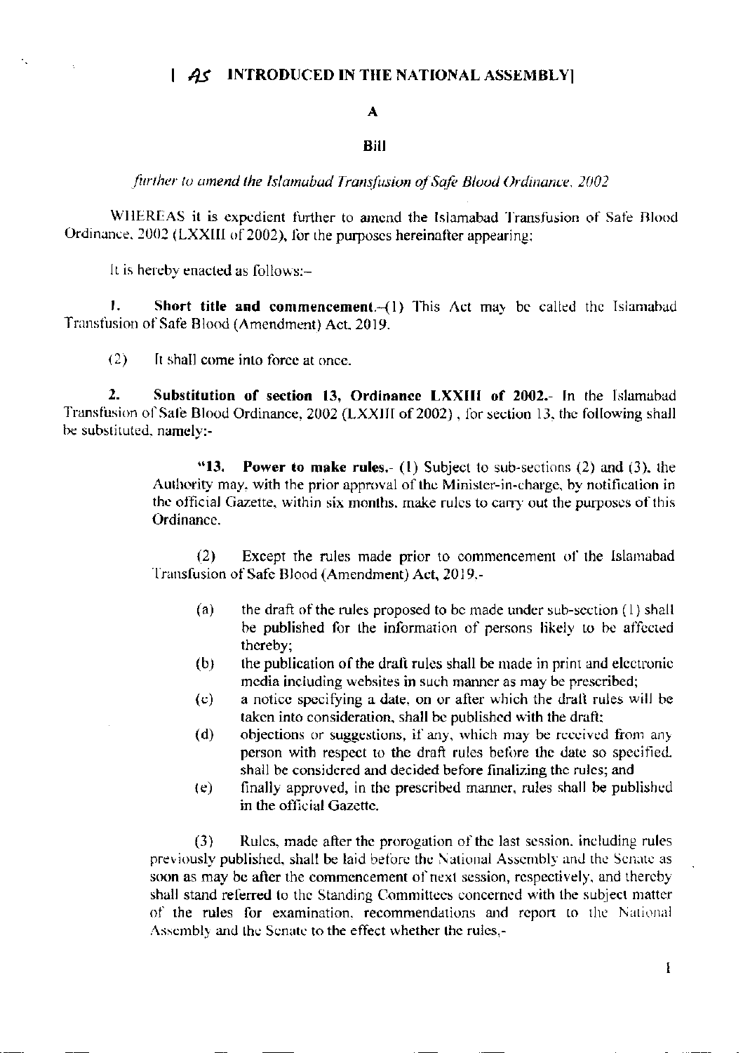**[ AS INTRODUCED IN THE NATIONAL ASSEMBLY]**

**A**

**Bill**

*further to amend the Islamabad Transfusion of Safe Blood Ordinance, 2002*

WHEREAS it is expedient further to amend the Islamabad Transfusion of Safe Blood Ordinance, 2002 (LXXIII of 2002), for the purposes hereinafter appearing;

It is hereby enacted as follows:-

**1. Short title and commencement.**-(1) This Act may be called the Islamabad Transfusion of Safe Blood (Amendment) Act, 2019.

(2) It shall come into force at once.

**2. Substitution of section 13, Ordinance LXXIII of 2002.**- In the Islamabad Transfusion of Safe Blood Ordinance, 2002 (LXXIII of 2002), for section 13, the following shall be substituted, namely:-

> "**13. Power to make rules.**- (1) Subject to sub-sections (2) and (3), the Authority may, with the prior approval of the Minister-in-charge, by notification in the official Gazette, within six months, make rules to carry out the purposes of this Ordinance.
>
> (2) Except the rules made prior to commencement of the Islamabad Transfusion of Safe Blood (Amendment) Act, 2019.-
>
> (a) the draft of the rules proposed to be made under sub-section (1) shall be published for the information of persons likely to be affected thereby;
>
> (b) the publication of the draft rules shall be made in print and electronic media including websites in such manner as may be prescribed;
>
> (c) a notice specifying a date, on or after which the draft rules will be taken into consideration, shall be published with the draft;
>
> (d) objections or suggestions, if any, which may be received from any person with respect to the draft rules before the date so specified, shall be considered and decided before finalizing the rules; and
>
> (e) finally approved, in the prescribed manner, rules shall be published in the official Gazette.
>
> (3) Rules, made after the prorogation of the last session, including rules previously published, shall be laid before the National Assembly and the Senate as soon as may be after the commencement of next session, respectively, and thereby shall stand referred to the Standing Committees concerned with the subject matter of the rules for examination, recommendations and report to the National Assembly and the Senate to the effect whether the rules,-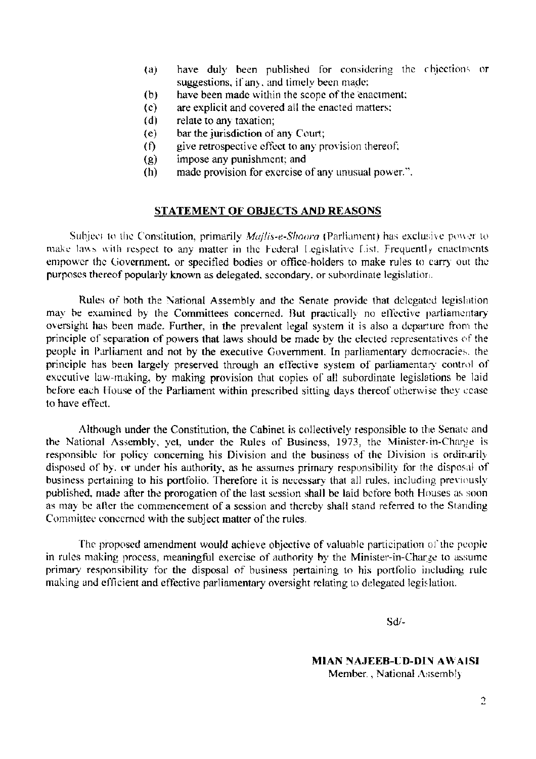(a) have duly been published for considering the objections or suggestions, if any, and timely been made;
(b) have been made within the scope of the enactment;
(c) are explicit and covered all the enacted matters;
(d) relate to any taxation;
(e) bar the jurisdiction of any Court;
(f) give retrospective effect to any provision thereof;
(g) impose any punishment; and
(h) made provision for exercise of any unusual power.".

## STATEMENT OF OBJECTS AND REASONS

Subject to the Constitution, primarily *Majlis-e-Shoora* (Parliament) has exclusive power to make laws with respect to any matter in the Federal Legislative List. Frequently enactments empower the Government, or specified bodies or office-holders to make rules to carry out the purposes thereof popularly known as delegated, secondary, or subordinate legislation.

Rules of both the National Assembly and the Senate provide that delegated legislation may be examined by the Committees concerned. But practically no effective parliamentary oversight has been made. Further, in the prevalent legal system it is also a departure from the principle of separation of powers that laws should be made by the elected representatives of the people in Parliament and not by the executive Government. In parliamentary democracies, the principle has been largely preserved through an effective system of parliamentary control of executive law-making, by making provision that copies of all subordinate legislations be laid before each House of the Parliament within prescribed sitting days thereof otherwise they cease to have effect.

Although under the Constitution, the Cabinet is collectively responsible to the Senate and the National Assembly, yet, under the Rules of Business, 1973, the Minister-in-Charge is responsible for policy concerning his Division and the business of the Division is ordinarily disposed of by, or under his authority, as he assumes primary responsibility for the disposal of business pertaining to his portfolio. Therefore it is necessary that all rules, including previously published, made after the prorogation of the last session shall be laid before both Houses as soon as may be after the commencement of a session and thereby shall stand referred to the Standing Committee concerned with the subject matter of the rules.

The proposed amendment would achieve objective of valuable participation of the people in rules making process, meaningful exercise of authority by the Minister-in-Charge to assume primary responsibility for the disposal of business pertaining to his portfolio including rule making and efficient and effective parliamentary oversight relating to delegated legislation.

Sd/-

**MIAN NAJEEB-UD-DIN AWAISI**
Member, National Assembly